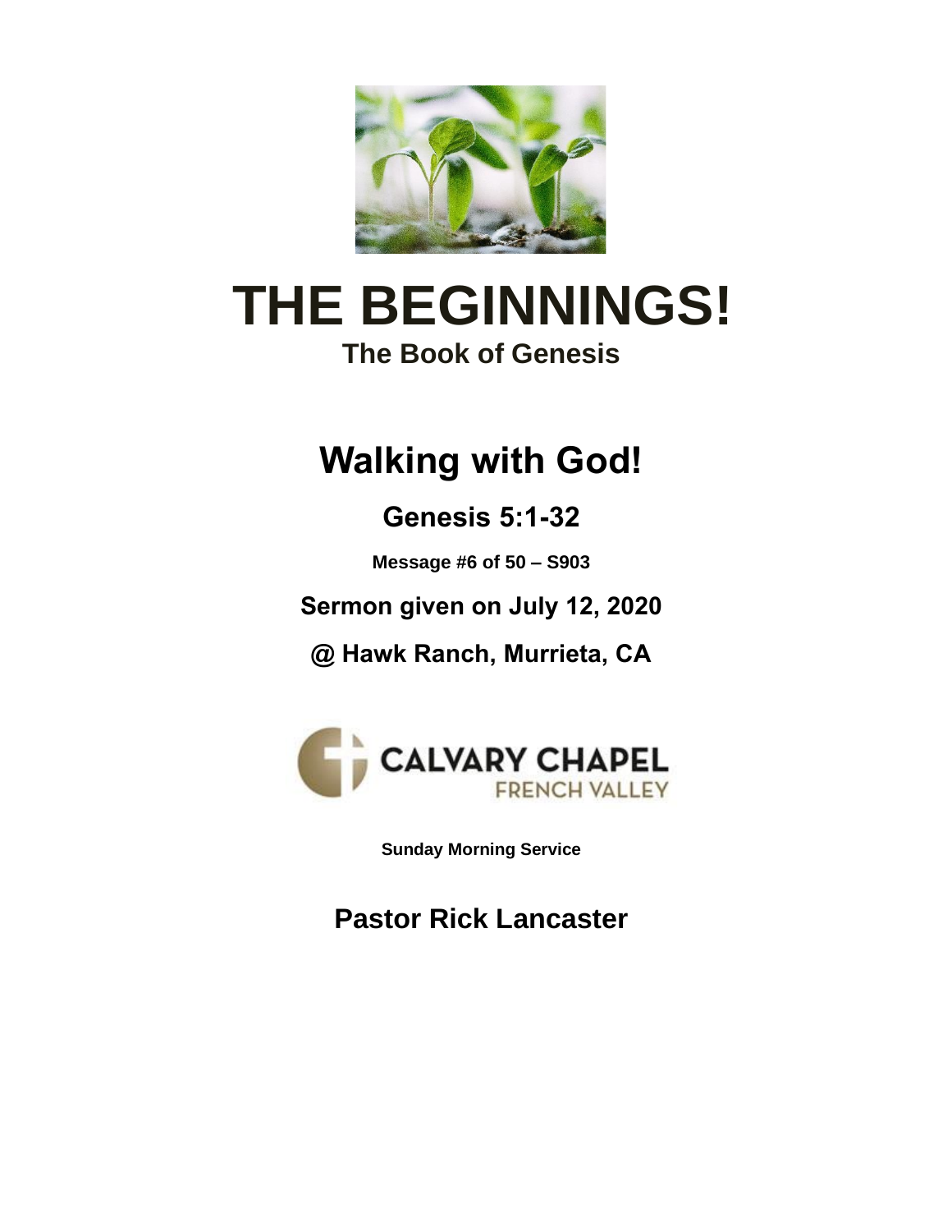# THE BEGINNINGS!

**The Book of Genesis**

## Walking with God!

### Genesis 5:1-32

**Message #6 of 50 – S903**

**Sermon given on July 12, 2020**

**@ Hawk Ranch, Murrieta, CA**

CALVARY CHAPEL
FRENCH VALLEY

**Sunday Morning Service**

### Pastor Rick Lancaster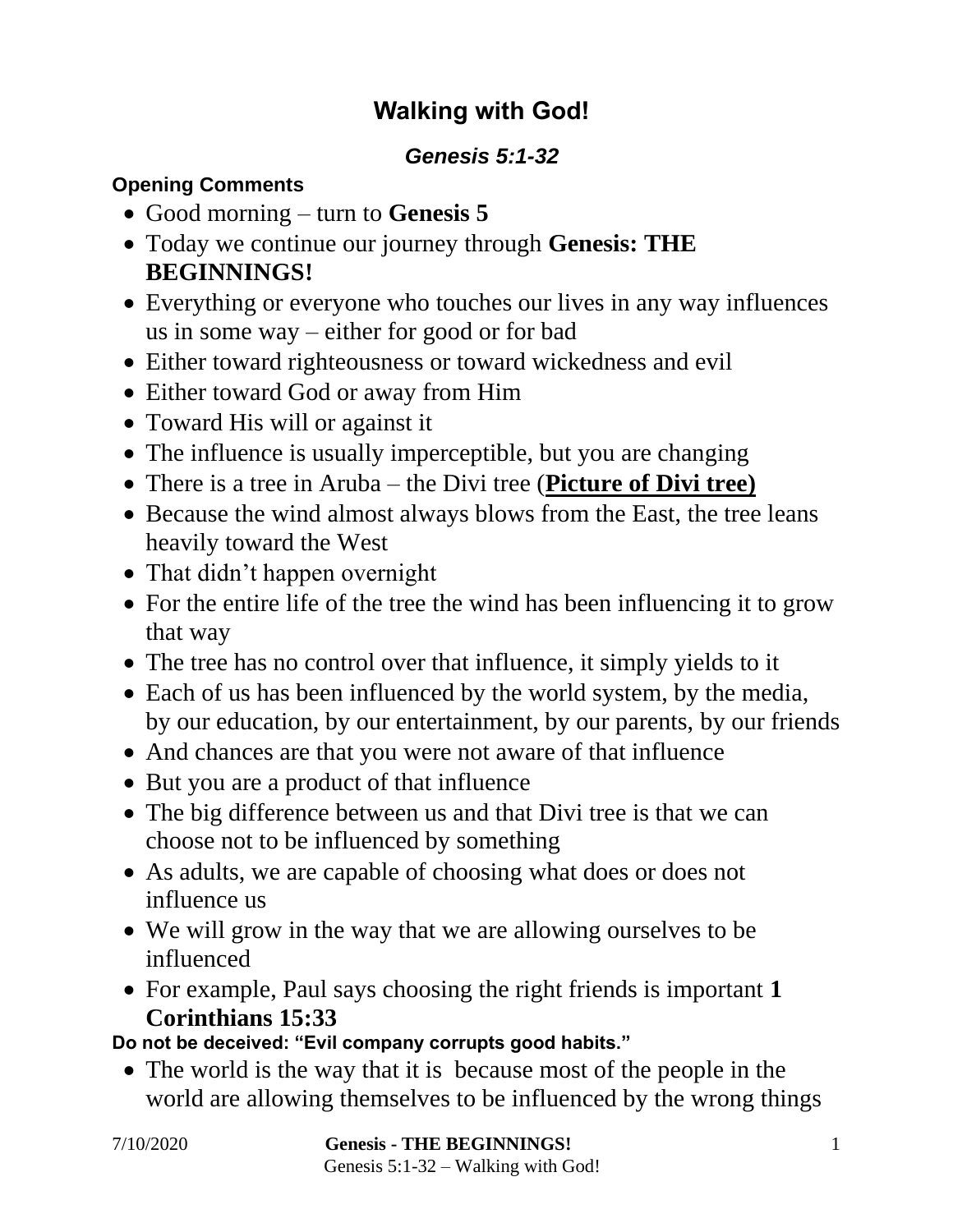# Walking with God!

### *Genesis 5:1-32*

**Opening Comments**

- Good morning – turn to **Genesis 5**
- Today we continue our journey through **Genesis: THE BEGINNINGS!**
- Everything or everyone who touches our lives in any way influences us in some way – either for good or for bad
- Either toward righteousness or toward wickedness and evil
- Either toward God or away from Him
- Toward His will or against it
- The influence is usually imperceptible, but you are changing
- There is a tree in Aruba – the Divi tree (**Picture of Divi tree)**
- Because the wind almost always blows from the East, the tree leans heavily toward the West
- That didn't happen overnight
- For the entire life of the tree the wind has been influencing it to grow that way
- The tree has no control over that influence, it simply yields to it
- Each of us has been influenced by the world system, by the media, by our education, by our entertainment, by our parents, by our friends
- And chances are that you were not aware of that influence
- But you are a product of that influence
- The big difference between us and that Divi tree is that we can choose not to be influenced by something
- As adults, we are capable of choosing what does or does not influence us
- We will grow in the way that we are allowing ourselves to be influenced
- For example, Paul says choosing the right friends is important **1 Corinthians 15:33**

**Do not be deceived: "Evil company corrupts good habits."**

- The world is the way that it is because most of the people in the world are allowing themselves to be influenced by the wrong things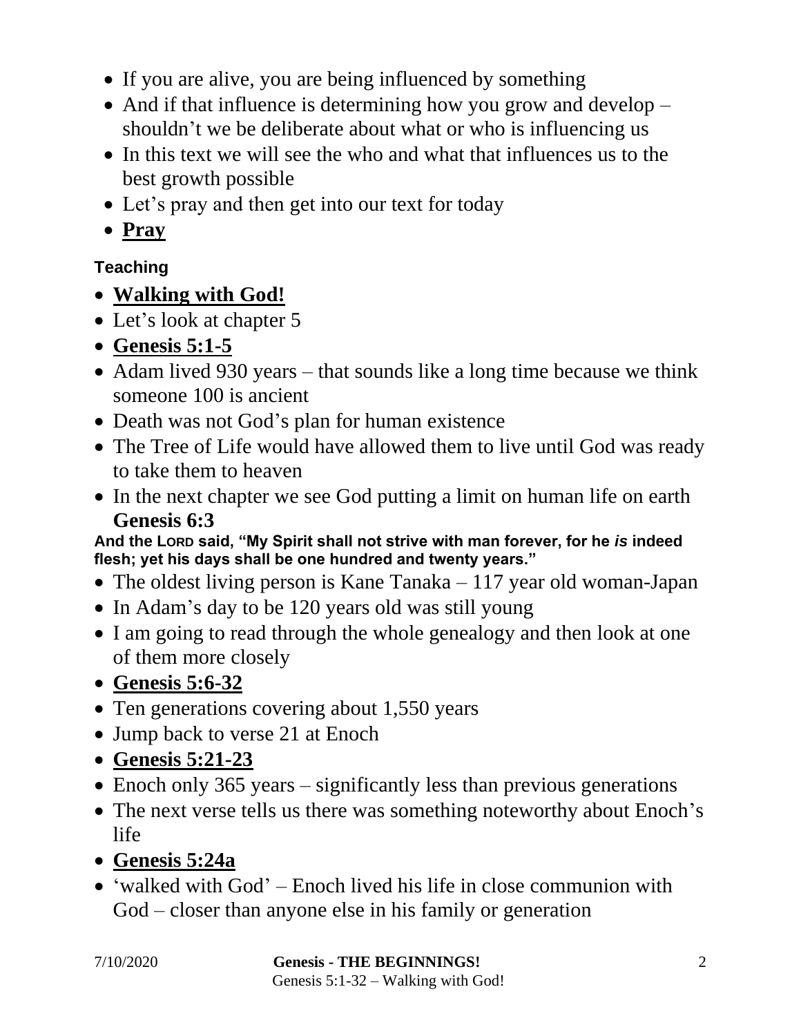- If you are alive, you are being influenced by something
- And if that influence is determining how you grow and develop – shouldn't we be deliberate about what or who is influencing us
- In this text we will see the who and what that influences us to the best growth possible
- Let's pray and then get into our text for today
- **<u>Pray</u>**

**Teaching**

- **<u>Walking with God!</u>**
- Let's look at chapter 5
- **<u>Genesis 5:1-5</u>**
- Adam lived 930 years – that sounds like a long time because we think someone 100 is ancient
- Death was not God's plan for human existence
- The Tree of Life would have allowed them to live until God was ready to take them to heaven
- In the next chapter we see God putting a limit on human life on earth **Genesis 6:3**

**And the LORD said, "My Spirit shall not strive with man forever, for he *is* indeed flesh; yet his days shall be one hundred and twenty years."**

- The oldest living person is Kane Tanaka – 117 year old woman-Japan
- In Adam's day to be 120 years old was still young
- I am going to read through the whole genealogy and then look at one of them more closely
- **<u>Genesis 5:6-32</u>**
- Ten generations covering about 1,550 years
- Jump back to verse 21 at Enoch
- **<u>Genesis 5:21-23</u>**
- Enoch only 365 years – significantly less than previous generations
- The next verse tells us there was something noteworthy about Enoch's life
- **<u>Genesis 5:24a</u>**
- 'walked with God' – Enoch lived his life in close communion with God – closer than anyone else in his family or generation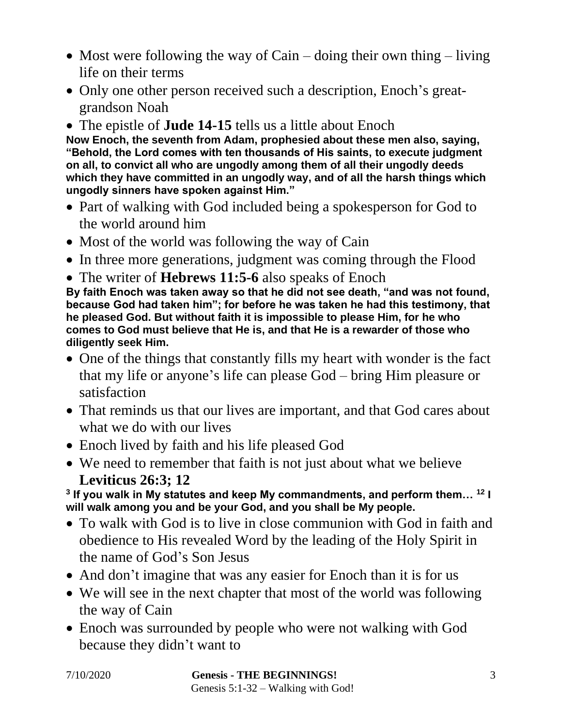- Most were following the way of Cain – doing their own thing – living life on their terms
- Only one other person received such a description, Enoch's great-grandson Noah
- The epistle of **Jude 14-15** tells us a little about Enoch

**Now Enoch, the seventh from Adam, prophesied about these men also, saying, "Behold, the Lord comes with ten thousands of His saints, to execute judgment on all, to convict all who are ungodly among them of all their ungodly deeds which they have committed in an ungodly way, and of all the harsh things which ungodly sinners have spoken against Him."**

- Part of walking with God included being a spokesperson for God to the world around him
- Most of the world was following the way of Cain
- In three more generations, judgment was coming through the Flood
- The writer of **Hebrews 11:5-6** also speaks of Enoch

**By faith Enoch was taken away so that he did not see death, "and was not found, because God had taken him"; for before he was taken he had this testimony, that he pleased God. But without faith it is impossible to please Him, for he who comes to God must believe that He is, and that He is a rewarder of those who diligently seek Him.**

- One of the things that constantly fills my heart with wonder is the fact that my life or anyone's life can please God – bring Him pleasure or satisfaction
- That reminds us that our lives are important, and that God cares about what we do with our lives
- Enoch lived by faith and his life pleased God
- We need to remember that faith is not just about what we believe **Leviticus 26:3; 12**

**[3] If you walk in My statutes and keep My commandments, and perform them… [12] I will walk among you and be your God, and you shall be My people.**

- To walk with God is to live in close communion with God in faith and obedience to His revealed Word by the leading of the Holy Spirit in the name of God's Son Jesus
- And don't imagine that was any easier for Enoch than it is for us
- We will see in the next chapter that most of the world was following the way of Cain
- Enoch was surrounded by people who were not walking with God because they didn't want to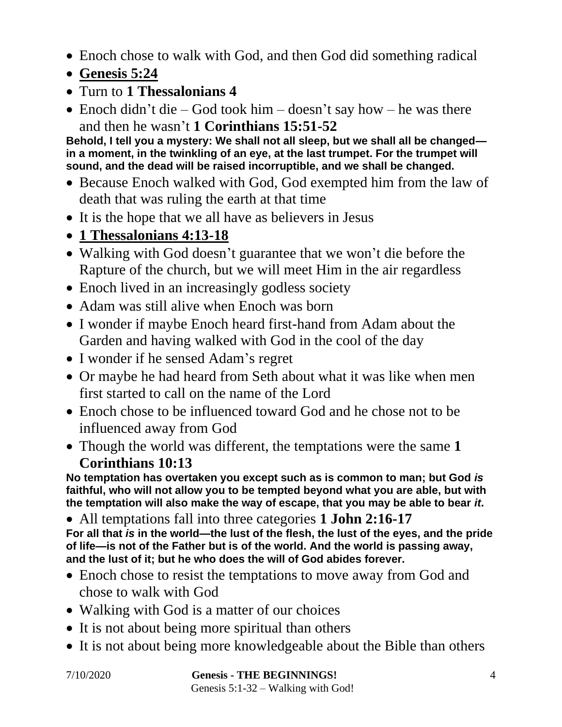- Enoch chose to walk with God, and then God did something radical
- **Genesis 5:24**
- Turn to **1 Thessalonians 4**
- Enoch didn't die – God took him – doesn't say how – he was there and then he wasn't **1 Corinthians 15:51-52**

**Behold, I tell you a mystery: We shall not all sleep, but we shall all be changed—in a moment, in the twinkling of an eye, at the last trumpet. For the trumpet will sound, and the dead will be raised incorruptible, and we shall be changed.**

- Because Enoch walked with God, God exempted him from the law of death that was ruling the earth at that time
- It is the hope that we all have as believers in Jesus
- **1 Thessalonians 4:13-18**
- Walking with God doesn't guarantee that we won't die before the Rapture of the church, but we will meet Him in the air regardless
- Enoch lived in an increasingly godless society
- Adam was still alive when Enoch was born
- I wonder if maybe Enoch heard first-hand from Adam about the Garden and having walked with God in the cool of the day
- I wonder if he sensed Adam's regret
- Or maybe he had heard from Seth about what it was like when men first started to call on the name of the Lord
- Enoch chose to be influenced toward God and he chose not to be influenced away from God
- Though the world was different, the temptations were the same **1 Corinthians 10:13**

**No temptation has overtaken you except such as is common to man; but God *is* faithful, who will not allow you to be tempted beyond what you are able, but with the temptation will also make the way of escape, that you may be able to bear *it*.**

- All temptations fall into three categories **1 John 2:16-17**

**For all that *is* in the world—the lust of the flesh, the lust of the eyes, and the pride of life—is not of the Father but is of the world. And the world is passing away, and the lust of it; but he who does the will of God abides forever.**

- Enoch chose to resist the temptations to move away from God and chose to walk with God
- Walking with God is a matter of our choices
- It is not about being more spiritual than others
- It is not about being more knowledgeable about the Bible than others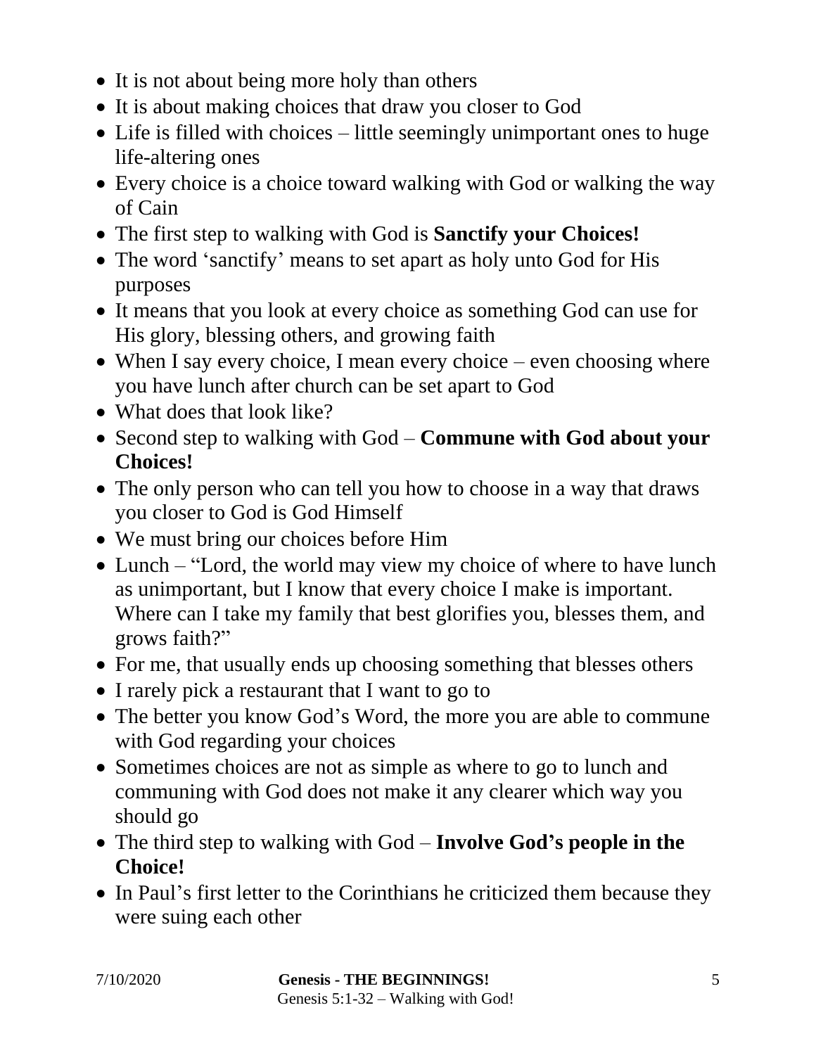- It is not about being more holy than others
- It is about making choices that draw you closer to God
- Life is filled with choices – little seemingly unimportant ones to huge life-altering ones
- Every choice is a choice toward walking with God or walking the way of Cain
- The first step to walking with God is **Sanctify your Choices!**
- The word 'sanctify' means to set apart as holy unto God for His purposes
- It means that you look at every choice as something God can use for His glory, blessing others, and growing faith
- When I say every choice, I mean every choice – even choosing where you have lunch after church can be set apart to God
- What does that look like?
- Second step to walking with God – **Commune with God about your Choices!**
- The only person who can tell you how to choose in a way that draws you closer to God is God Himself
- We must bring our choices before Him
- Lunch – "Lord, the world may view my choice of where to have lunch as unimportant, but I know that every choice I make is important. Where can I take my family that best glorifies you, blesses them, and grows faith?"
- For me, that usually ends up choosing something that blesses others
- I rarely pick a restaurant that I want to go to
- The better you know God's Word, the more you are able to commune with God regarding your choices
- Sometimes choices are not as simple as where to go to lunch and communing with God does not make it any clearer which way you should go
- The third step to walking with God – **Involve God's people in the Choice!**
- In Paul's first letter to the Corinthians he criticized them because they were suing each other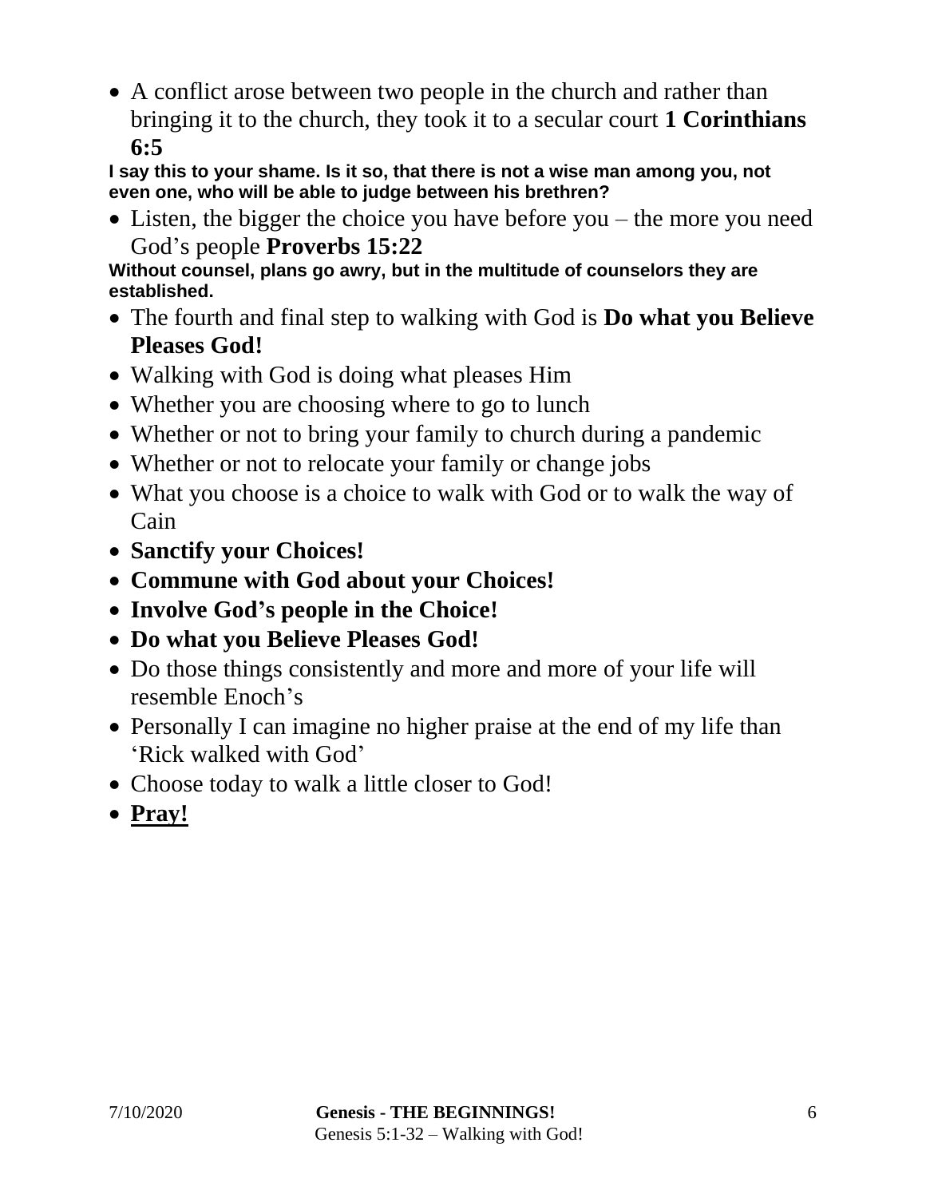- A conflict arose between two people in the church and rather than bringing it to the church, they took it to a secular court **1 Corinthians 6:5**

**I say this to your shame. Is it so, that there is not a wise man among you, not even one, who will be able to judge between his brethren?**

- Listen, the bigger the choice you have before you – the more you need God's people **Proverbs 15:22**

**Without counsel, plans go awry, but in the multitude of counselors they are established.**

- The fourth and final step to walking with God is **Do what you Believe Pleases God!**
- Walking with God is doing what pleases Him
- Whether you are choosing where to go to lunch
- Whether or not to bring your family to church during a pandemic
- Whether or not to relocate your family or change jobs
- What you choose is a choice to walk with God or to walk the way of Cain
- **Sanctify your Choices!**
- **Commune with God about your Choices!**
- **Involve God's people in the Choice!**
- **Do what you Believe Pleases God!**
- Do those things consistently and more and more of your life will resemble Enoch's
- Personally I can imagine no higher praise at the end of my life than 'Rick walked with God'
- Choose today to walk a little closer to God!
- **<u>Pray!</u>**